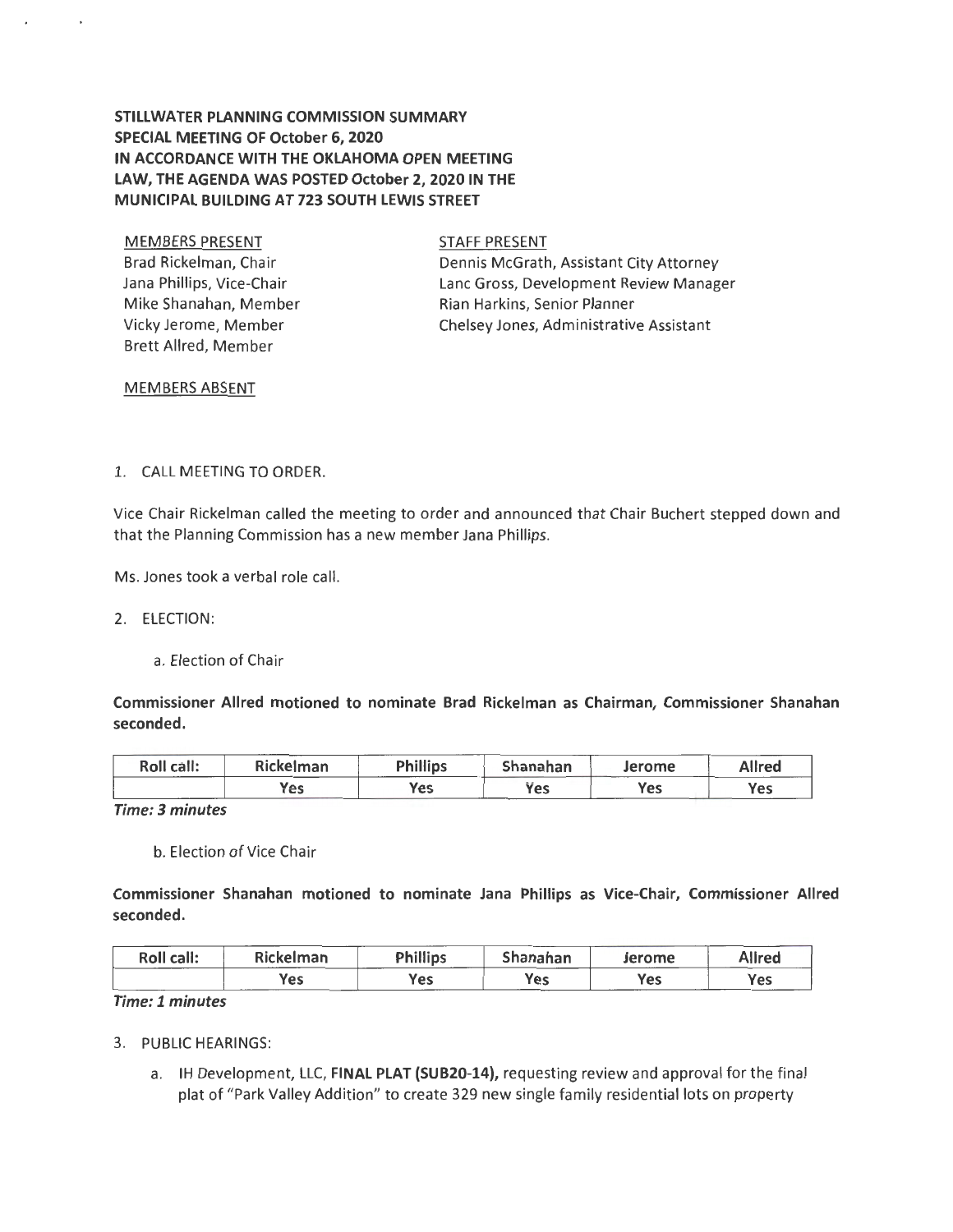**STILLWATER PLANNING COMMISSION SUMMARY**
**SPECIAL MEETING OF October 6, 2020**
**IN ACCORDANCE WITH THE OKLAHOMA OPEN MEETING LAW, THE AGENDA WAS POSTED October 2, 2020 IN THE MUNICIPAL BUILDING AT 723 SOUTH LEWIS STREET**

MEMBERS PRESENT
Brad Rickelman, Chair
Jana Phillips, Vice-Chair
Mike Shanahan, Member
Vicky Jerome, Member
Brett Allred, Member

STAFF PRESENT
Dennis McGrath, Assistant City Attorney
Lanc Gross, Development Review Manager
Rian Harkins, Senior Planner
Chelsey Jones, Administrative Assistant

MEMBERS ABSENT

1. CALL MEETING TO ORDER.

Vice Chair Rickelman called the meeting to order and announced that Chair Buchert stepped down and that the Planning Commission has a new member Jana Phillips.

Ms. Jones took a verbal role call.

2. ELECTION:

   a. Election of Chair

**Commissioner Allred motioned to nominate Brad Rickelman as Chairman, Commissioner Shanahan seconded.**

| Roll call: | Rickelman | Phillips | Shanahan | Jerome | Allred |
|---|---|---|---|---|---|
| | Yes | Yes | Yes | Yes | Yes |

***Time: 3 minutes***

   b. Election of Vice Chair

**Commissioner Shanahan motioned to nominate Jana Phillips as Vice-Chair, Commissioner Allred seconded.**

| Roll call: | Rickelman | Phillips | Shanahan | Jerome | Allred |
|---|---|---|---|---|---|
| | Yes | Yes | Yes | Yes | Yes |

***Time: 1 minutes***

3. PUBLIC HEARINGS:

   a. IH Development, LLC, **FINAL PLAT (SUB20-14),** requesting review and approval for the final plat of "Park Valley Addition" to create 329 new single family residential lots on property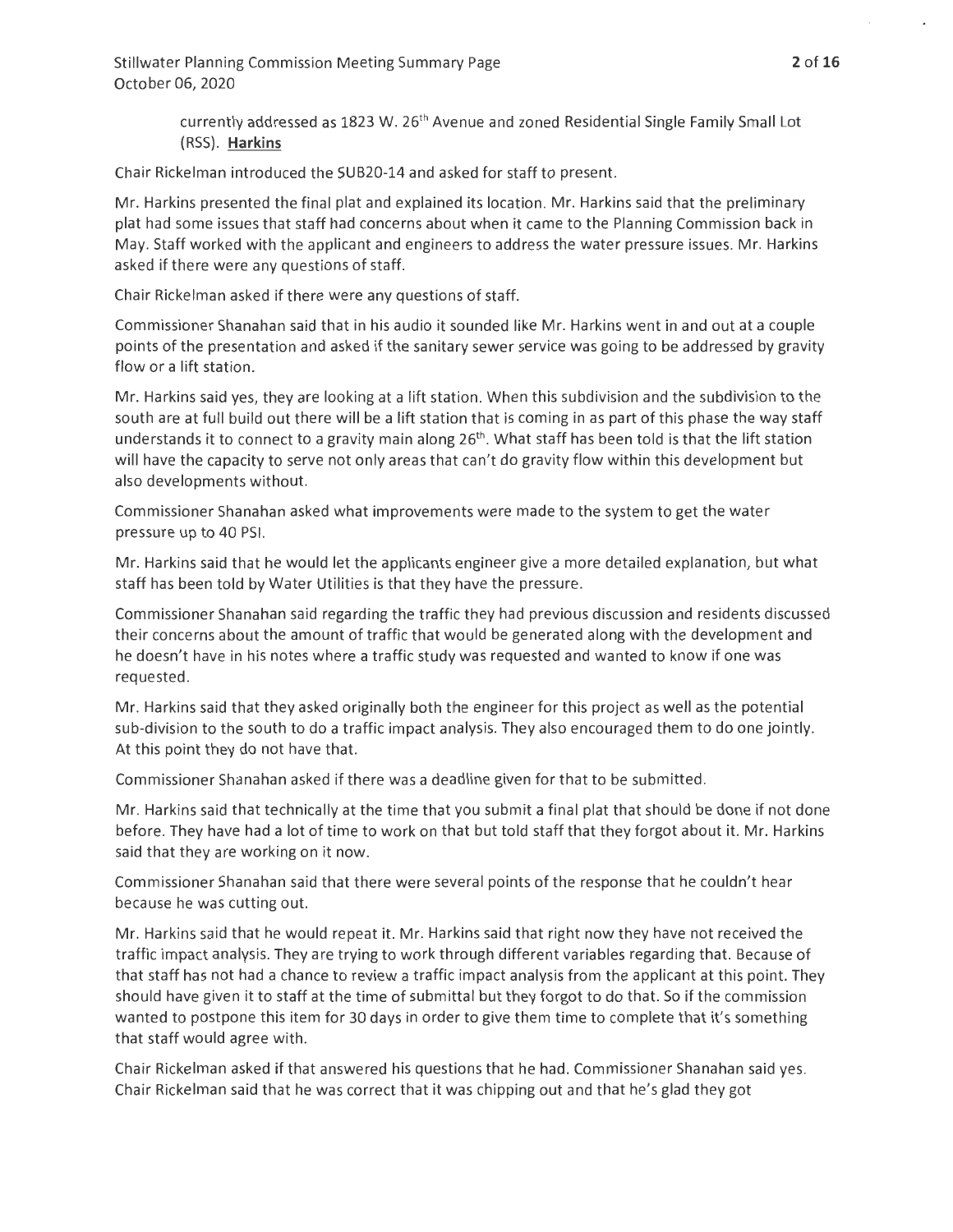currently addressed as 1823 W. 26th Avenue and zoned Residential Single Family Small Lot (RSS). **Harkins**

Chair Rickelman introduced the SUB20-14 and asked for staff to present.

Mr. Harkins presented the final plat and explained its location. Mr. Harkins said that the preliminary plat had some issues that staff had concerns about when it came to the Planning Commission back in May. Staff worked with the applicant and engineers to address the water pressure issues. Mr. Harkins asked if there were any questions of staff.

Chair Rickelman asked if there were any questions of staff.

Commissioner Shanahan said that in his audio it sounded like Mr. Harkins went in and out at a couple points of the presentation and asked if the sanitary sewer service was going to be addressed by gravity flow or a lift station.

Mr. Harkins said yes, they are looking at a lift station. When this subdivision and the subdivision to the south are at full build out there will be a lift station that is coming in as part of this phase the way staff understands it to connect to a gravity main along 26th. What staff has been told is that the lift station will have the capacity to serve not only areas that can't do gravity flow within this development but also developments without.

Commissioner Shanahan asked what improvements were made to the system to get the water pressure up to 40 PSI.

Mr. Harkins said that he would let the applicants engineer give a more detailed explanation, but what staff has been told by Water Utilities is that they have the pressure.

Commissioner Shanahan said regarding the traffic they had previous discussion and residents discussed their concerns about the amount of traffic that would be generated along with the development and he doesn't have in his notes where a traffic study was requested and wanted to know if one was requested.

Mr. Harkins said that they asked originally both the engineer for this project as well as the potential sub-division to the south to do a traffic impact analysis. They also encouraged them to do one jointly. At this point they do not have that.

Commissioner Shanahan asked if there was a deadline given for that to be submitted.

Mr. Harkins said that technically at the time that you submit a final plat that should be done if not done before. They have had a lot of time to work on that but told staff that they forgot about it. Mr. Harkins said that they are working on it now.

Commissioner Shanahan said that there were several points of the response that he couldn't hear because he was cutting out.

Mr. Harkins said that he would repeat it. Mr. Harkins said that right now they have not received the traffic impact analysis. They are trying to work through different variables regarding that. Because of that staff has not had a chance to review a traffic impact analysis from the applicant at this point. They should have given it to staff at the time of submittal but they forgot to do that. So if the commission wanted to postpone this item for 30 days in order to give them time to complete that it's something that staff would agree with.

Chair Rickelman asked if that answered his questions that he had. Commissioner Shanahan said yes. Chair Rickelman said that he was correct that it was chipping out and that he's glad they got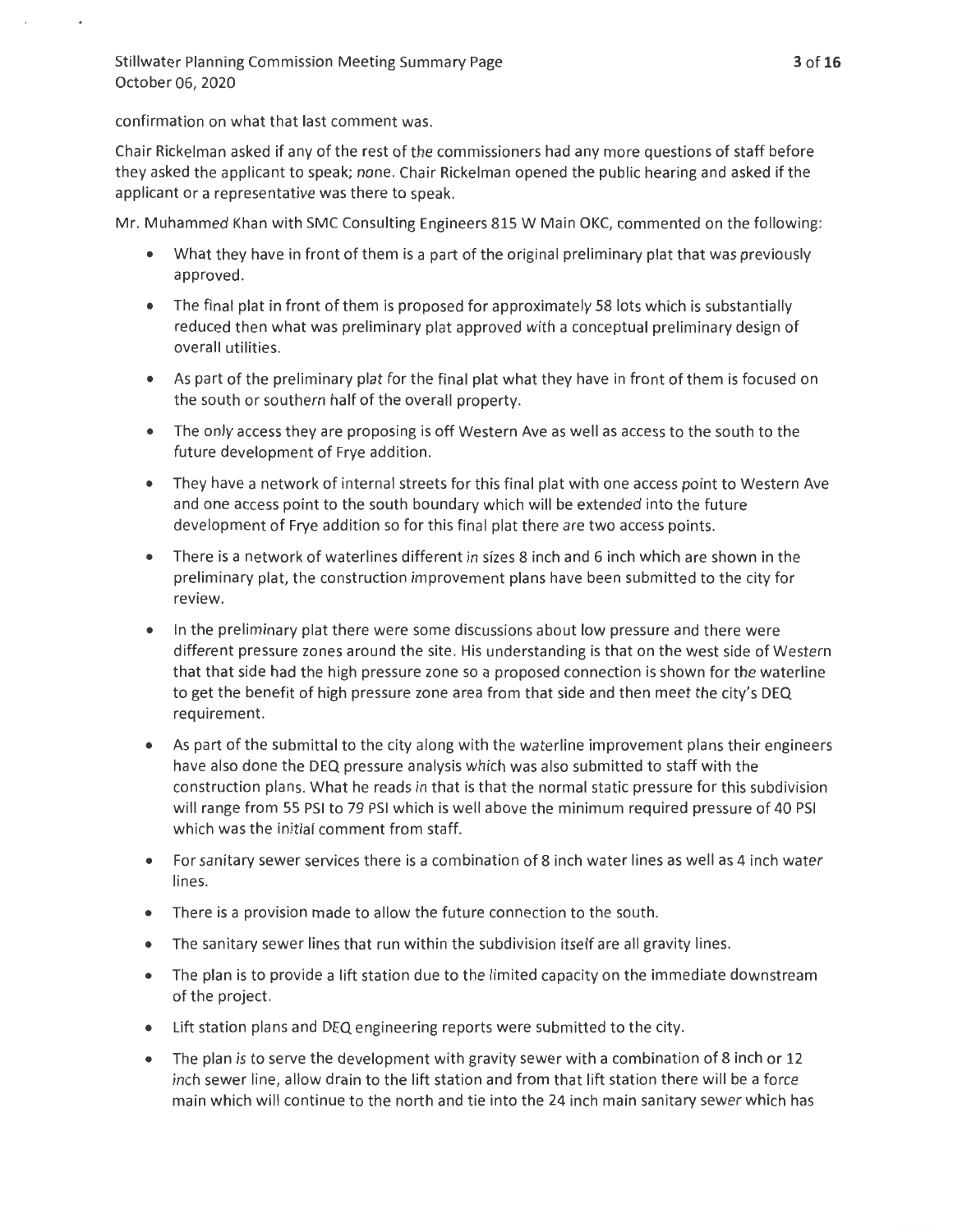confirmation on what that last comment was.

Chair Rickelman asked if any of the rest of the commissioners had any more questions of staff before they asked the applicant to speak; none. Chair Rickelman opened the public hearing and asked if the applicant or a representative was there to speak.

Mr. Muhammed Khan with SMC Consulting Engineers 815 W Main OKC, commented on the following:

- What they have in front of them is a part of the original preliminary plat that was previously approved.
- The final plat in front of them is proposed for approximately 58 lots which is substantially reduced then what was preliminary plat approved with a conceptual preliminary design of overall utilities.
- As part of the preliminary plat for the final plat what they have in front of them is focused on the south or southern half of the overall property.
- The only access they are proposing is off Western Ave as well as access to the south to the future development of Frye addition.
- They have a network of internal streets for this final plat with one access point to Western Ave and one access point to the south boundary which will be extended into the future development of Frye addition so for this final plat there are two access points.
- There is a network of waterlines different in sizes 8 inch and 6 inch which are shown in the preliminary plat, the construction improvement plans have been submitted to the city for review.
- In the preliminary plat there were some discussions about low pressure and there were different pressure zones around the site. His understanding is that on the west side of Western that that side had the high pressure zone so a proposed connection is shown for the waterline to get the benefit of high pressure zone area from that side and then meet the city's DEQ requirement.
- As part of the submittal to the city along with the waterline improvement plans their engineers have also done the DEQ pressure analysis which was also submitted to staff with the construction plans. What he reads in that is that the normal static pressure for this subdivision will range from 55 PSI to 79 PSI which is well above the minimum required pressure of 40 PSI which was the initial comment from staff.
- For sanitary sewer services there is a combination of 8 inch water lines as well as 4 inch water lines.
- There is a provision made to allow the future connection to the south.
- The sanitary sewer lines that run within the subdivision itself are all gravity lines.
- The plan is to provide a lift station due to the limited capacity on the immediate downstream of the project.
- Lift station plans and DEQ engineering reports were submitted to the city.
- The plan is to serve the development with gravity sewer with a combination of 8 inch or 12 inch sewer line, allow drain to the lift station and from that lift station there will be a force main which will continue to the north and tie into the 24 inch main sanitary sewer which has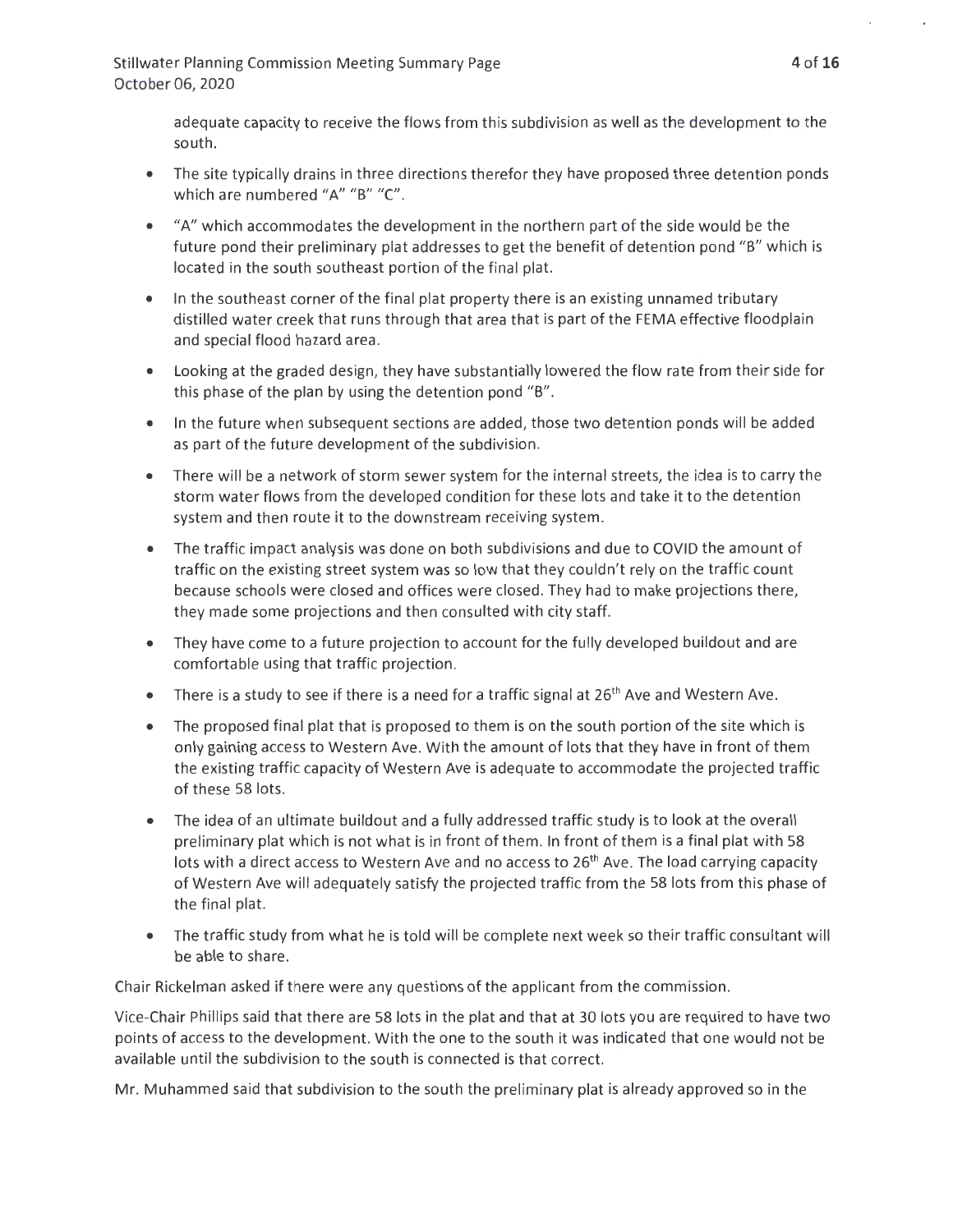adequate capacity to receive the flows from this subdivision as well as the development to the south.

- The site typically drains in three directions therefor they have proposed three detention ponds which are numbered "A" "B" "C".
- "A" which accommodates the development in the northern part of the side would be the future pond their preliminary plat addresses to get the benefit of detention pond "B" which is located in the south southeast portion of the final plat.
- In the southeast corner of the final plat property there is an existing unnamed tributary distilled water creek that runs through that area that is part of the FEMA effective floodplain and special flood hazard area.
- Looking at the graded design, they have substantially lowered the flow rate from their side for this phase of the plan by using the detention pond "B".
- In the future when subsequent sections are added, those two detention ponds will be added as part of the future development of the subdivision.
- There will be a network of storm sewer system for the internal streets, the idea is to carry the storm water flows from the developed condition for these lots and take it to the detention system and then route it to the downstream receiving system.
- The traffic impact analysis was done on both subdivisions and due to COVID the amount of traffic on the existing street system was so low that they couldn't rely on the traffic count because schools were closed and offices were closed. They had to make projections there, they made some projections and then consulted with city staff.
- They have come to a future projection to account for the fully developed buildout and are comfortable using that traffic projection.
- There is a study to see if there is a need for a traffic signal at 26th Ave and Western Ave.
- The proposed final plat that is proposed to them is on the south portion of the site which is only gaining access to Western Ave. With the amount of lots that they have in front of them the existing traffic capacity of Western Ave is adequate to accommodate the projected traffic of these 58 lots.
- The idea of an ultimate buildout and a fully addressed traffic study is to look at the overall preliminary plat which is not what is in front of them. In front of them is a final plat with 58 lots with a direct access to Western Ave and no access to 26th Ave. The load carrying capacity of Western Ave will adequately satisfy the projected traffic from the 58 lots from this phase of the final plat.
- The traffic study from what he is told will be complete next week so their traffic consultant will be able to share.

Chair Rickelman asked if there were any questions of the applicant from the commission.

Vice-Chair Phillips said that there are 58 lots in the plat and that at 30 lots you are required to have two points of access to the development. With the one to the south it was indicated that one would not be available until the subdivision to the south is connected is that correct.

Mr. Muhammed said that subdivision to the south the preliminary plat is already approved so in the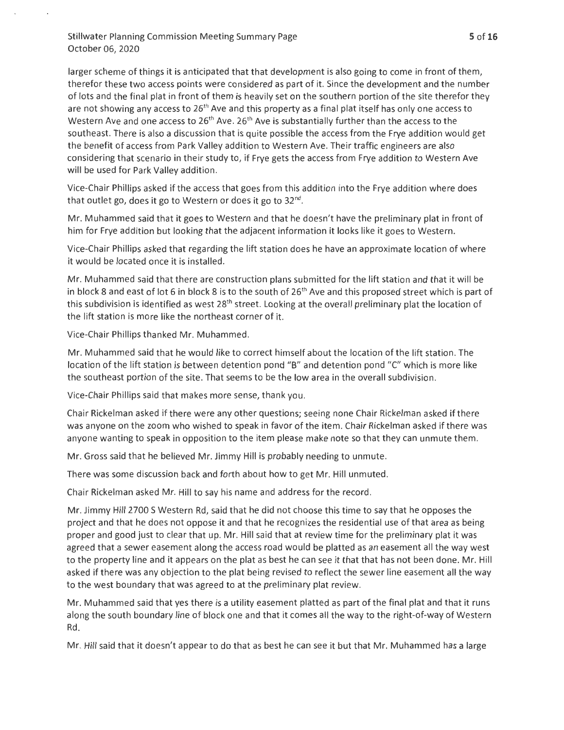larger scheme of things it is anticipated that that development is also going to come in front of them, therefor these two access points were considered as part of it. Since the development and the number of lots and the final plat in front of them is heavily set on the southern portion of the site therefor they are not showing any access to 26th Ave and this property as a final plat itself has only one access to Western Ave and one access to 26th Ave. 26th Ave is substantially further than the access to the southeast. There is also a discussion that is quite possible the access from the Frye addition would get the benefit of access from Park Valley addition to Western Ave. Their traffic engineers are also considering that scenario in their study to, if Frye gets the access from Frye addition to Western Ave will be used for Park Valley addition.

Vice-Chair Phillips asked if the access that goes from this addition into the Frye addition where does that outlet go, does it go to Western or does it go to 32nd.

Mr. Muhammed said that it goes to Western and that he doesn't have the preliminary plat in front of him for Frye addition but looking that the adjacent information it looks like it goes to Western.

Vice-Chair Phillips asked that regarding the lift station does he have an approximate location of where it would be located once it is installed.

Mr. Muhammed said that there are construction plans submitted for the lift station and that it will be in block 8 and east of lot 6 in block 8 is to the south of 26th Ave and this proposed street which is part of this subdivision is identified as west 28th street. Looking at the overall preliminary plat the location of the lift station is more like the northeast corner of it.

Vice-Chair Phillips thanked Mr. Muhammed.

Mr. Muhammed said that he would like to correct himself about the location of the lift station. The location of the lift station is between detention pond "B" and detention pond "C" which is more like the southeast portion of the site. That seems to be the low area in the overall subdivision.

Vice-Chair Phillips said that makes more sense, thank you.

Chair Rickelman asked if there were any other questions; seeing none Chair Rickelman asked if there was anyone on the zoom who wished to speak in favor of the item. Chair Rickelman asked if there was anyone wanting to speak in opposition to the item please make note so that they can unmute them.

Mr. Gross said that he believed Mr. Jimmy Hill is probably needing to unmute.

There was some discussion back and forth about how to get Mr. Hill unmuted.

Chair Rickelman asked Mr. Hill to say his name and address for the record.

Mr. Jimmy Hill 2700 S Western Rd, said that he did not choose this time to say that he opposes the project and that he does not oppose it and that he recognizes the residential use of that area as being proper and good just to clear that up. Mr. Hill said that at review time for the preliminary plat it was agreed that a sewer easement along the access road would be platted as an easement all the way west to the property line and it appears on the plat as best he can see it that that has not been done. Mr. Hill asked if there was any objection to the plat being revised to reflect the sewer line easement all the way to the west boundary that was agreed to at the preliminary plat review.

Mr. Muhammed said that yes there is a utility easement platted as part of the final plat and that it runs along the south boundary line of block one and that it comes all the way to the right-of-way of Western Rd.

Mr. Hill said that it doesn't appear to do that as best he can see it but that Mr. Muhammed has a large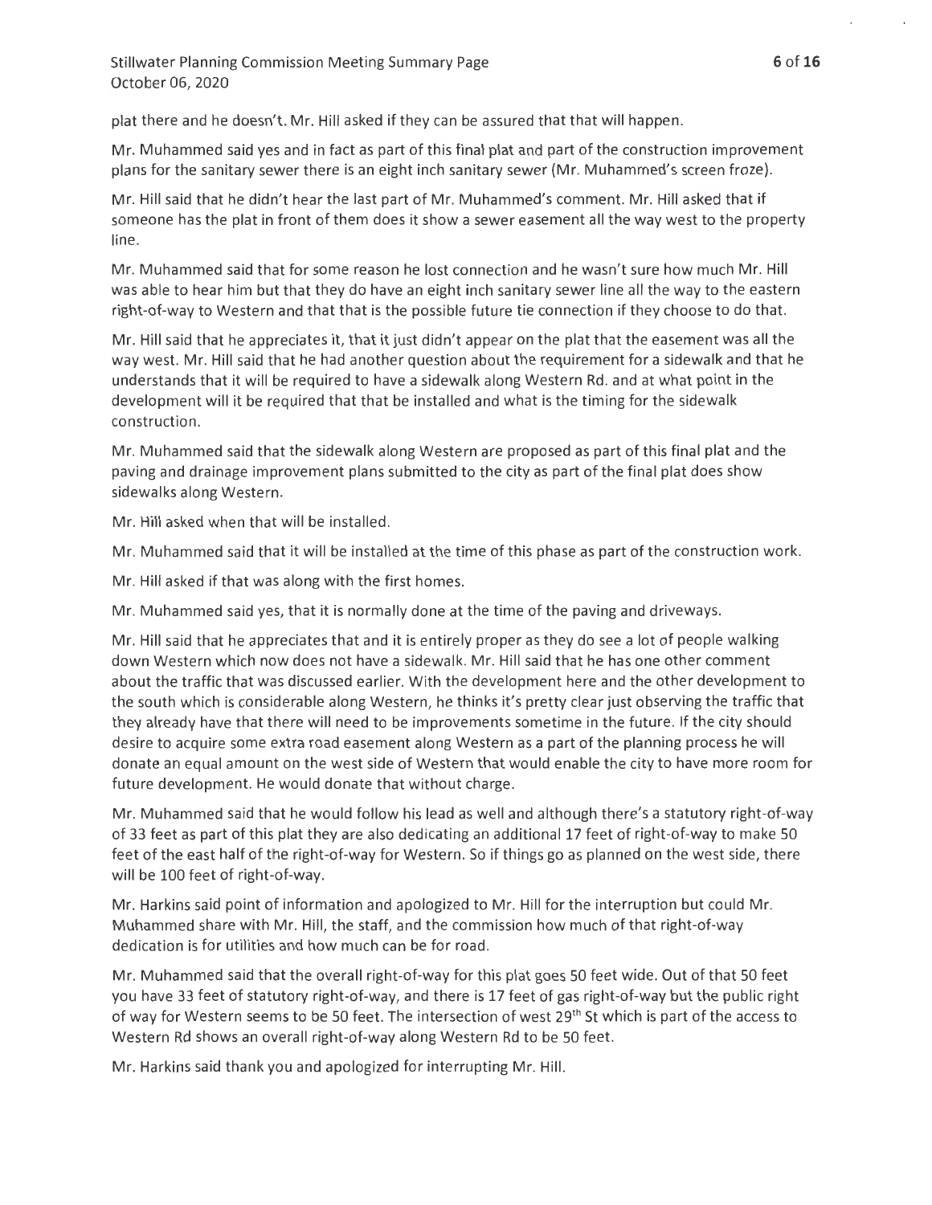plat there and he doesn't. Mr. Hill asked if they can be assured that that will happen.

Mr. Muhammed said yes and in fact as part of this final plat and part of the construction improvement plans for the sanitary sewer there is an eight inch sanitary sewer (Mr. Muhammed's screen froze).

Mr. Hill said that he didn't hear the last part of Mr. Muhammed's comment. Mr. Hill asked that if someone has the plat in front of them does it show a sewer easement all the way west to the property line.

Mr. Muhammed said that for some reason he lost connection and he wasn't sure how much Mr. Hill was able to hear him but that they do have an eight inch sanitary sewer line all the way to the eastern right-of-way to Western and that that is the possible future tie connection if they choose to do that.

Mr. Hill said that he appreciates it, that it just didn't appear on the plat that the easement was all the way west. Mr. Hill said that he had another question about the requirement for a sidewalk and that he understands that it will be required to have a sidewalk along Western Rd. and at what point in the development will it be required that that be installed and what is the timing for the sidewalk construction.

Mr. Muhammed said that the sidewalk along Western are proposed as part of this final plat and the paving and drainage improvement plans submitted to the city as part of the final plat does show sidewalks along Western.

Mr. Hill asked when that will be installed.

Mr. Muhammed said that it will be installed at the time of this phase as part of the construction work.

Mr. Hill asked if that was along with the first homes.

Mr. Muhammed said yes, that it is normally done at the time of the paving and driveways.

Mr. Hill said that he appreciates that and it is entirely proper as they do see a lot of people walking down Western which now does not have a sidewalk. Mr. Hill said that he has one other comment about the traffic that was discussed earlier. With the development here and the other development to the south which is considerable along Western, he thinks it's pretty clear just observing the traffic that they already have that there will need to be improvements sometime in the future. If the city should desire to acquire some extra road easement along Western as a part of the planning process he will donate an equal amount on the west side of Western that would enable the city to have more room for future development. He would donate that without charge.

Mr. Muhammed said that he would follow his lead as well and although there's a statutory right-of-way of 33 feet as part of this plat they are also dedicating an additional 17 feet of right-of-way to make 50 feet of the east half of the right-of-way for Western. So if things go as planned on the west side, there will be 100 feet of right-of-way.

Mr. Harkins said point of information and apologized to Mr. Hill for the interruption but could Mr. Muhammed share with Mr. Hill, the staff, and the commission how much of that right-of-way dedication is for utilities and how much can be for road.

Mr. Muhammed said that the overall right-of-way for this plat goes 50 feet wide. Out of that 50 feet you have 33 feet of statutory right-of-way, and there is 17 feet of gas right-of-way but the public right of way for Western seems to be 50 feet. The intersection of west 29th St which is part of the access to Western Rd shows an overall right-of-way along Western Rd to be 50 feet.

Mr. Harkins said thank you and apologized for interrupting Mr. Hill.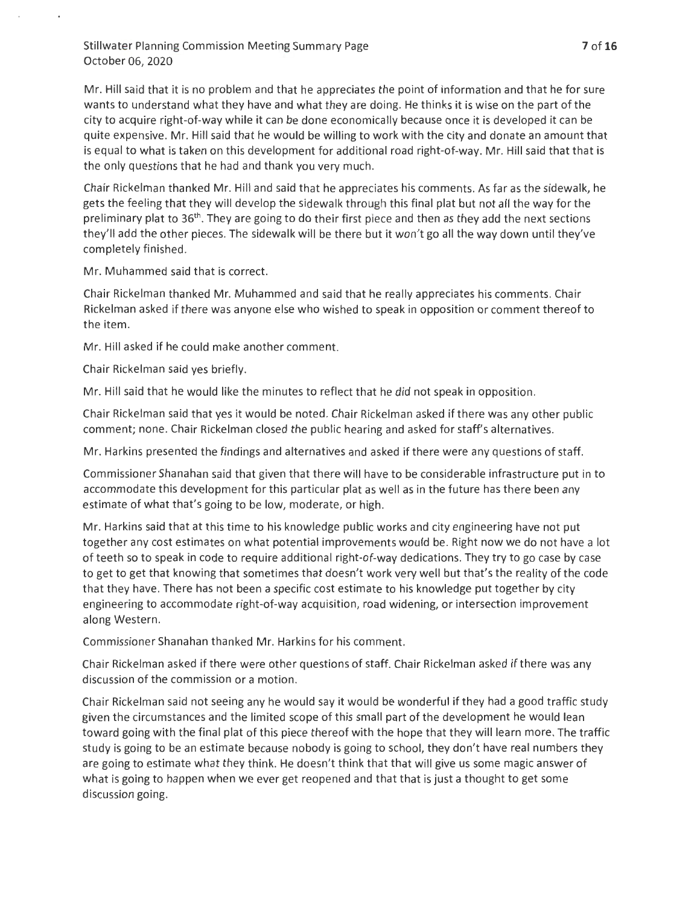Mr. Hill said that it is no problem and that he appreciates the point of information and that he for sure wants to understand what they have and what they are doing. He thinks it is wise on the part of the city to acquire right-of-way while it can be done economically because once it is developed it can be quite expensive. Mr. Hill said that he would be willing to work with the city and donate an amount that is equal to what is taken on this development for additional road right-of-way. Mr. Hill said that that is the only questions that he had and thank you very much.

Chair Rickelman thanked Mr. Hill and said that he appreciates his comments. As far as the sidewalk, he gets the feeling that they will develop the sidewalk through this final plat but not all the way for the preliminary plat to 36th. They are going to do their first piece and then as they add the next sections they'll add the other pieces. The sidewalk will be there but it won't go all the way down until they've completely finished.

Mr. Muhammed said that is correct.

Chair Rickelman thanked Mr. Muhammed and said that he really appreciates his comments. Chair Rickelman asked if there was anyone else who wished to speak in opposition or comment thereof to the item.

Mr. Hill asked if he could make another comment.

Chair Rickelman said yes briefly.

Mr. Hill said that he would like the minutes to reflect that he *did* not speak in opposition.

Chair Rickelman said that yes it would be noted. Chair Rickelman asked if there was any other public comment; none. Chair Rickelman closed the public hearing and asked for staff's alternatives.

Mr. Harkins presented the findings and alternatives and asked if there were any questions of staff.

Commissioner Shanahan said that given that there will have to be considerable infrastructure put in to accommodate this development for this particular plat as well as in the future has there been any estimate of what that's going to be low, moderate, or high.

Mr. Harkins said that at this time to his knowledge public works and city engineering have not put together any cost estimates on what potential improvements would be. Right now we do not have a lot of teeth so to speak in code to require additional right-of-way dedications. They try to go case by case to get to get that knowing that sometimes that doesn't work very well but that's the reality of the code that they have. There has not been a specific cost estimate to his knowledge put together by city engineering to accommodate right-of-way acquisition, road widening, or intersection improvement along Western.

Commissioner Shanahan thanked Mr. Harkins for his comment.

Chair Rickelman asked if there were other questions of staff. Chair Rickelman asked if there was any discussion of the commission or a motion.

Chair Rickelman said not seeing any he would say it would be wonderful if they had a good traffic study given the circumstances and the limited scope of this small part of the development he would lean toward going with the final plat of this piece thereof with the hope that they will learn more. The traffic study is going to be an estimate because nobody is going to school, they don't have real numbers they are going to estimate what they think. He doesn't think that that will give us some magic answer of what is going to happen when we ever get reopened and that that is just a thought to get some discussion going.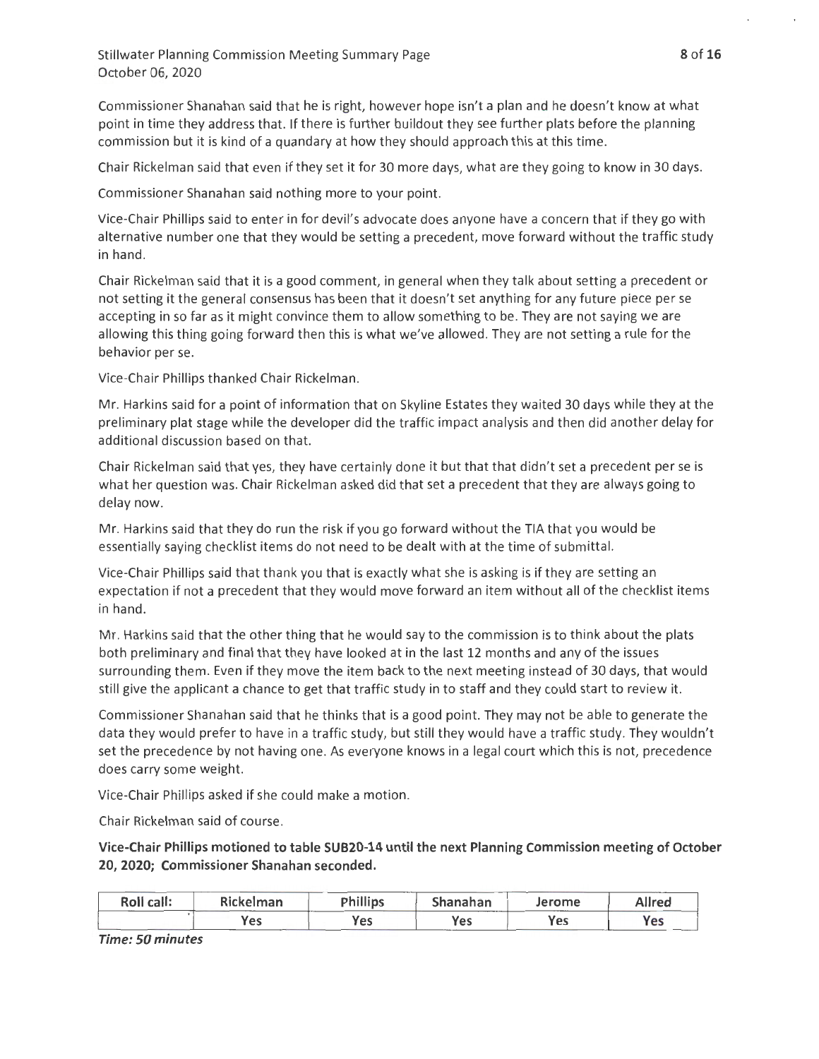Commissioner Shanahan said that he is right, however hope isn't a plan and he doesn't know at what point in time they address that. If there is further buildout they see further plats before the planning commission but it is kind of a quandary at how they should approach this at this time.

Chair Rickelman said that even if they set it for 30 more days, what are they going to know in 30 days.

Commissioner Shanahan said nothing more to your point.

Vice-Chair Phillips said to enter in for devil's advocate does anyone have a concern that if they go with alternative number one that they would be setting a precedent, move forward without the traffic study in hand.

Chair Rickelman said that it is a good comment, in general when they talk about setting a precedent or not setting it the general consensus has been that it doesn't set anything for any future piece per se accepting in so far as it might convince them to allow something to be. They are not saying we are allowing this thing going forward then this is what we've allowed. They are not setting a rule for the behavior per se.

Vice-Chair Phillips thanked Chair Rickelman.

Mr. Harkins said for a point of information that on Skyline Estates they waited 30 days while they at the preliminary plat stage while the developer did the traffic impact analysis and then did another delay for additional discussion based on that.

Chair Rickelman said that yes, they have certainly done it but that that didn't set a precedent per se is what her question was. Chair Rickelman asked did that set a precedent that they are always going to delay now.

Mr. Harkins said that they do run the risk if you go forward without the TIA that you would be essentially saying checklist items do not need to be dealt with at the time of submittal.

Vice-Chair Phillips said that thank you that is exactly what she is asking is if they are setting an expectation if not a precedent that they would move forward an item without all of the checklist items in hand.

Mr. Harkins said that the other thing that he would say to the commission is to think about the plats both preliminary and final that they have looked at in the last 12 months and any of the issues surrounding them. Even if they move the item back to the next meeting instead of 30 days, that would still give the applicant a chance to get that traffic study in to staff and they could start to review it.

Commissioner Shanahan said that he thinks that is a good point. They may not be able to generate the data they would prefer to have in a traffic study, but still they would have a traffic study. They wouldn't set the precedence by not having one. As everyone knows in a legal court which this is not, precedence does carry some weight.

Vice-Chair Phillips asked if she could make a motion.

Chair Rickelman said of course.

**Vice-Chair Phillips motioned to table SUB20-14 until the next Planning Commission meeting of October 20, 2020; Commissioner Shanahan seconded.**

| Roll call: | Rickelman | Phillips | Shanahan | Jerome | Allred |
|---|---|---|---|---|---|
| | Yes | Yes | Yes | Yes | Yes |

***Time: 50 minutes***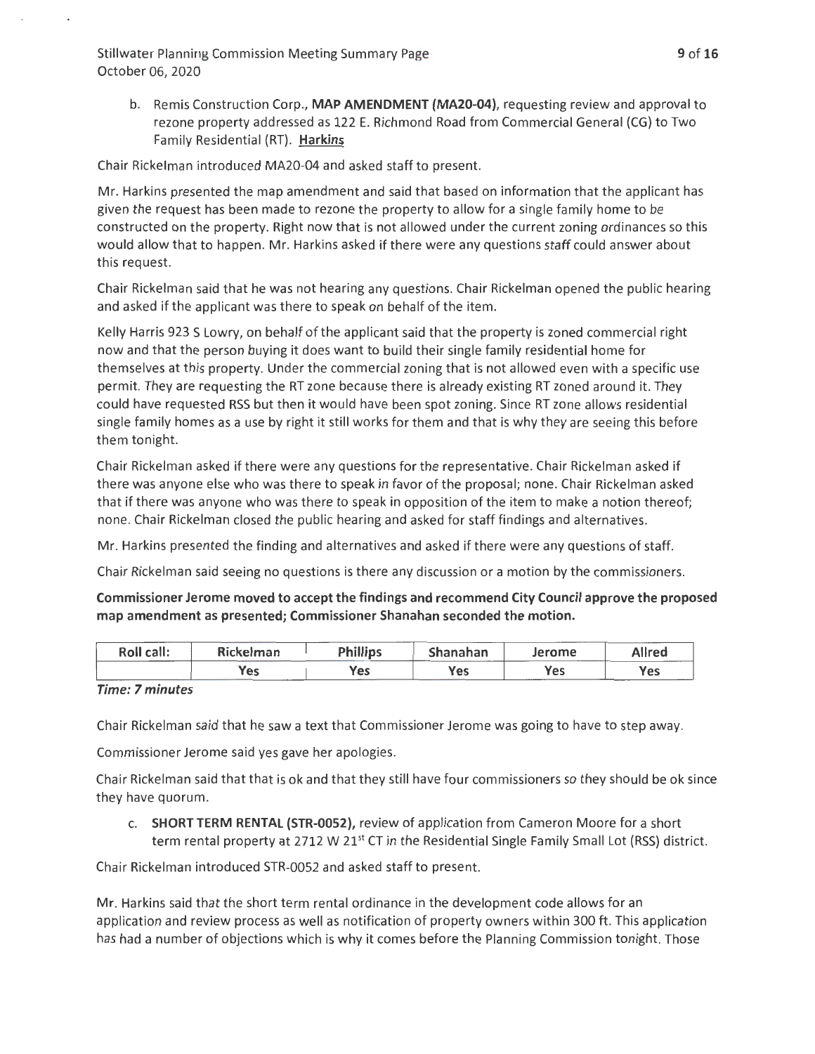b. Remis Construction Corp., **MAP AMENDMENT (MA20-04)**, requesting review and approval to rezone property addressed as 122 E. Richmond Road from Commercial General (CG) to Two Family Residential (RT). **Harkins**

Chair Rickelman introduced MA20-04 and asked staff to present.

Mr. Harkins presented the map amendment and said that based on information that the applicant has given the request has been made to rezone the property to allow for a single family home to be constructed on the property. Right now that is not allowed under the current zoning ordinances so this would allow that to happen. Mr. Harkins asked if there were any questions staff could answer about this request.

Chair Rickelman said that he was not hearing any questions. Chair Rickelman opened the public hearing and asked if the applicant was there to speak on behalf of the item.

Kelly Harris 923 S Lowry, on behalf of the applicant said that the property is zoned commercial right now and that the person buying it does want to build their single family residential home for themselves at this property. Under the commercial zoning that is not allowed even with a specific use permit. They are requesting the RT zone because there is already existing RT zoned around it. They could have requested RSS but then it would have been spot zoning. Since RT zone allows residential single family homes as a use by right it still works for them and that is why they are seeing this before them tonight.

Chair Rickelman asked if there were any questions for the representative. Chair Rickelman asked if there was anyone else who was there to speak in favor of the proposal; none. Chair Rickelman asked that if there was anyone who was there to speak in opposition of the item to make a notion thereof; none. Chair Rickelman closed the public hearing and asked for staff findings and alternatives.

Mr. Harkins presented the finding and alternatives and asked if there were any questions of staff.

Chair Rickelman said seeing no questions is there any discussion or a motion by the commissioners.

**Commissioner Jerome moved to accept the findings and recommend City Council approve the proposed map amendment as presented; Commissioner Shanahan seconded the motion.**

| Roll call: | Rickelman | Phillips | Shanahan | Jerome | Allred |
|---|---|---|---|---|---|
| | Yes | Yes | Yes | Yes | Yes |

***Time: 7 minutes***

Chair Rickelman said that he saw a text that Commissioner Jerome was going to have to step away.

Commissioner Jerome said yes gave her apologies.

Chair Rickelman said that that is ok and that they still have four commissioners so they should be ok since they have quorum.

c. **SHORT TERM RENTAL (STR-0052),** review of application from Cameron Moore for a short term rental property at 2712 W 21st CT in the Residential Single Family Small Lot (RSS) district.

Chair Rickelman introduced STR-0052 and asked staff to present.

Mr. Harkins said that the short term rental ordinance in the development code allows for an application and review process as well as notification of property owners within 300 ft. This application has had a number of objections which is why it comes before the Planning Commission tonight. Those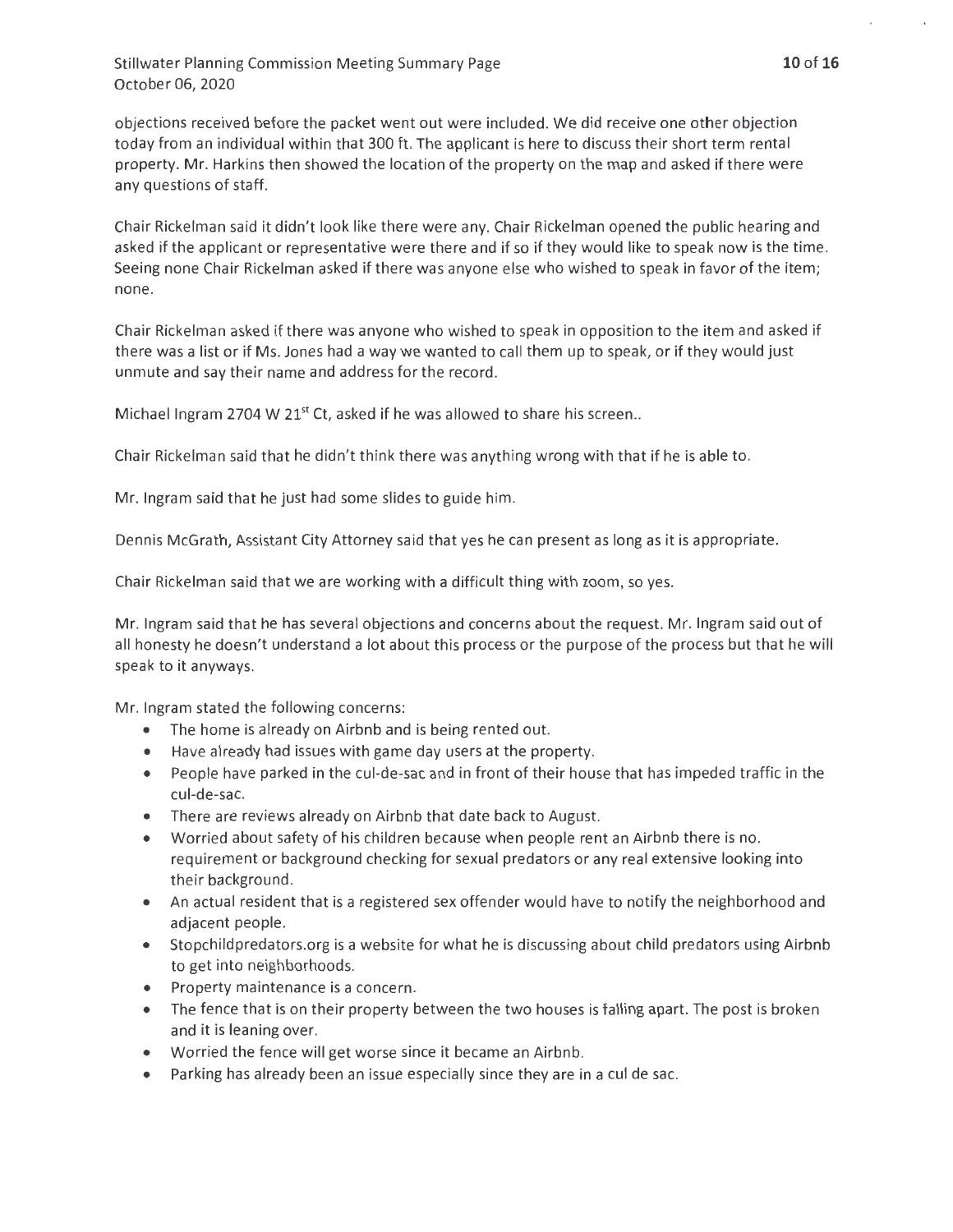objections received before the packet went out were included. We did receive one other objection today from an individual within that 300 ft. The applicant is here to discuss their short term rental property. Mr. Harkins then showed the location of the property on the map and asked if there were any questions of staff.

Chair Rickelman said it didn't look like there were any. Chair Rickelman opened the public hearing and asked if the applicant or representative were there and if so if they would like to speak now is the time. Seeing none Chair Rickelman asked if there was anyone else who wished to speak in favor of the item; none.

Chair Rickelman asked if there was anyone who wished to speak in opposition to the item and asked if there was a list or if Ms. Jones had a way we wanted to call them up to speak, or if they would just unmute and say their name and address for the record.

Michael Ingram 2704 W 21st Ct, asked if he was allowed to share his screen..

Chair Rickelman said that he didn't think there was anything wrong with that if he is able to.

Mr. Ingram said that he just had some slides to guide him.

Dennis McGrath, Assistant City Attorney said that yes he can present as long as it is appropriate.

Chair Rickelman said that we are working with a difficult thing with zoom, so yes.

Mr. Ingram said that he has several objections and concerns about the request. Mr. Ingram said out of all honesty he doesn't understand a lot about this process or the purpose of the process but that he will speak to it anyways.

Mr. Ingram stated the following concerns:

- The home is already on Airbnb and is being rented out.
- Have already had issues with game day users at the property.
- People have parked in the cul-de-sac and in front of their house that has impeded traffic in the cul-de-sac.
- There are reviews already on Airbnb that date back to August.
- Worried about safety of his children because when people rent an Airbnb there is no. requirement or background checking for sexual predators or any real extensive looking into their background.
- An actual resident that is a registered sex offender would have to notify the neighborhood and adjacent people.
- Stopchildpredators.org is a website for what he is discussing about child predators using Airbnb to get into neighborhoods.
- Property maintenance is a concern.
- The fence that is on their property between the two houses is falling apart. The post is broken and it is leaning over.
- Worried the fence will get worse since it became an Airbnb.
- Parking has already been an issue especially since they are in a cul de sac.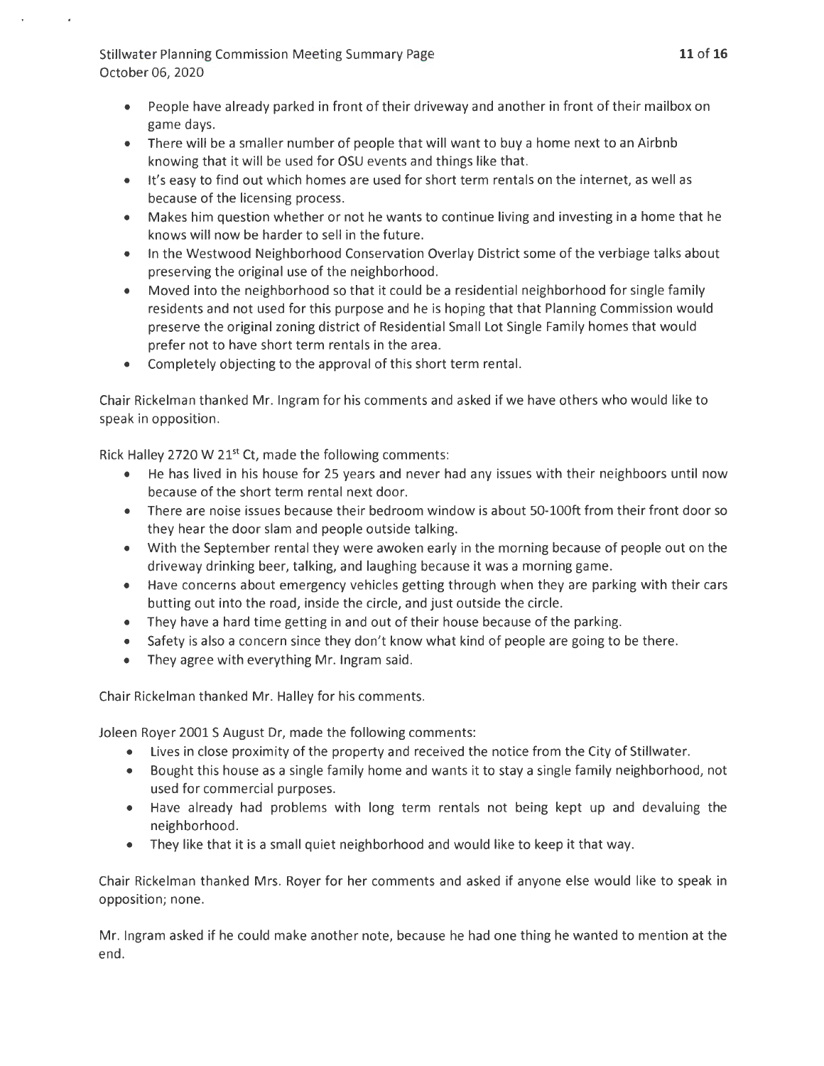- People have already parked in front of their driveway and another in front of their mailbox on game days.
- There will be a smaller number of people that will want to buy a home next to an Airbnb knowing that it will be used for OSU events and things like that.
- It's easy to find out which homes are used for short term rentals on the internet, as well as because of the licensing process.
- Makes him question whether or not he wants to continue living and investing in a home that he knows will now be harder to sell in the future.
- In the Westwood Neighborhood Conservation Overlay District some of the verbiage talks about preserving the original use of the neighborhood.
- Moved into the neighborhood so that it could be a residential neighborhood for single family residents and not used for this purpose and he is hoping that that Planning Commission would preserve the original zoning district of Residential Small Lot Single Family homes that would prefer not to have short term rentals in the area.
- Completely objecting to the approval of this short term rental.

Chair Rickelman thanked Mr. Ingram for his comments and asked if we have others who would like to speak in opposition.

Rick Halley 2720 W 21st Ct, made the following comments:

- He has lived in his house for 25 years and never had any issues with their neighboors until now because of the short term rental next door.
- There are noise issues because their bedroom window is about 50-100ft from their front door so they hear the door slam and people outside talking.
- With the September rental they were awoken early in the morning because of people out on the driveway drinking beer, talking, and laughing because it was a morning game.
- Have concerns about emergency vehicles getting through when they are parking with their cars butting out into the road, inside the circle, and just outside the circle.
- They have a hard time getting in and out of their house because of the parking.
- Safety is also a concern since they don't know what kind of people are going to be there.
- They agree with everything Mr. Ingram said.

Chair Rickelman thanked Mr. Halley for his comments.

Joleen Royer 2001 S August Dr, made the following comments:

- Lives in close proximity of the property and received the notice from the City of Stillwater.
- Bought this house as a single family home and wants it to stay a single family neighborhood, not used for commercial purposes.
- Have already had problems with long term rentals not being kept up and devaluing the neighborhood.
- They like that it is a small quiet neighborhood and would like to keep it that way.

Chair Rickelman thanked Mrs. Royer for her comments and asked if anyone else would like to speak in opposition; none.

Mr. Ingram asked if he could make another note, because he had one thing he wanted to mention at the end.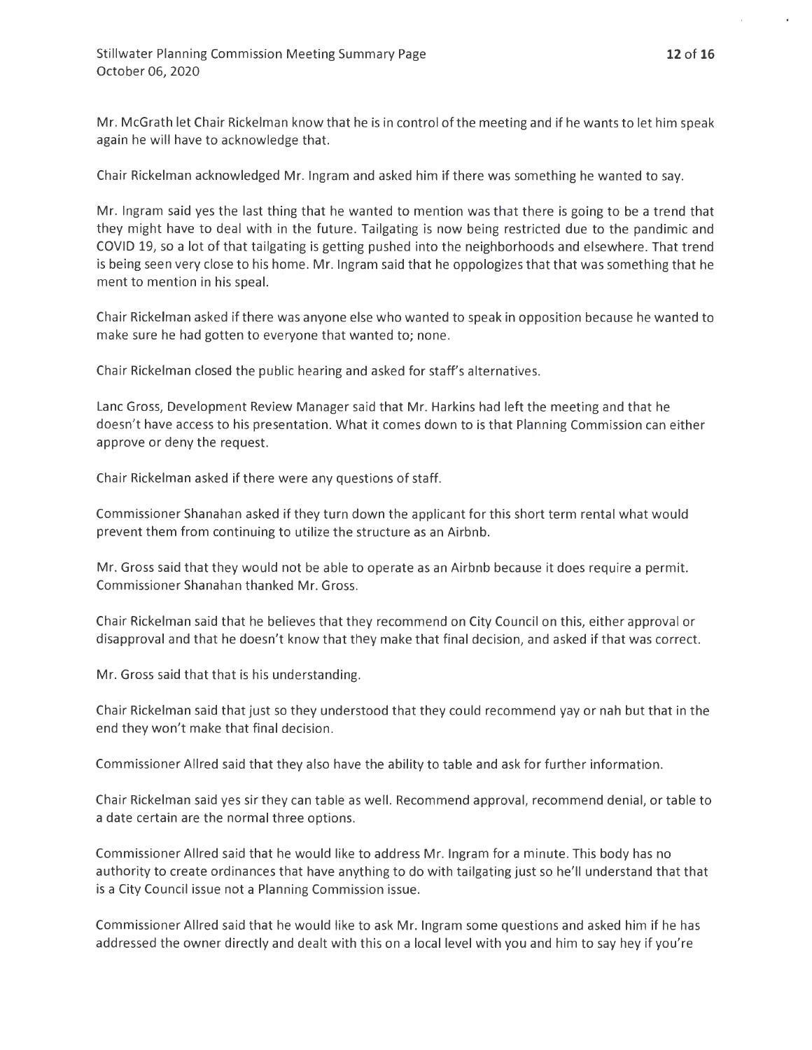Mr. McGrath let Chair Rickelman know that he is in control of the meeting and if he wants to let him speak again he will have to acknowledge that.

Chair Rickelman acknowledged Mr. Ingram and asked him if there was something he wanted to say.

Mr. Ingram said yes the last thing that he wanted to mention was that there is going to be a trend that they might have to deal with in the future. Tailgating is now being restricted due to the pandimic and COVID 19, so a lot of that tailgating is getting pushed into the neighborhoods and elsewhere. That trend is being seen very close to his home. Mr. Ingram said that he oppologizes that that was something that he ment to mention in his speal.

Chair Rickelman asked if there was anyone else who wanted to speak in opposition because he wanted to make sure he had gotten to everyone that wanted to; none.

Chair Rickelman closed the public hearing and asked for staff's alternatives.

Lanc Gross, Development Review Manager said that Mr. Harkins had left the meeting and that he doesn't have access to his presentation. What it comes down to is that Planning Commission can either approve or deny the request.

Chair Rickelman asked if there were any questions of staff.

Commissioner Shanahan asked if they turn down the applicant for this short term rental what would prevent them from continuing to utilize the structure as an Airbnb.

Mr. Gross said that they would not be able to operate as an Airbnb because it does require a permit. Commissioner Shanahan thanked Mr. Gross.

Chair Rickelman said that he believes that they recommend on City Council on this, either approval or disapproval and that he doesn't know that they make that final decision, and asked if that was correct.

Mr. Gross said that that is his understanding.

Chair Rickelman said that just so they understood that they could recommend yay or nah but that in the end they won't make that final decision.

Commissioner Allred said that they also have the ability to table and ask for further information.

Chair Rickelman said yes sir they can table as well. Recommend approval, recommend denial, or table to a date certain are the normal three options.

Commissioner Allred said that he would like to address Mr. Ingram for a minute. This body has no authority to create ordinances that have anything to do with tailgating just so he'll understand that that is a City Council issue not a Planning Commission issue.

Commissioner Allred said that he would like to ask Mr. Ingram some questions and asked him if he has addressed the owner directly and dealt with this on a local level with you and him to say hey if you're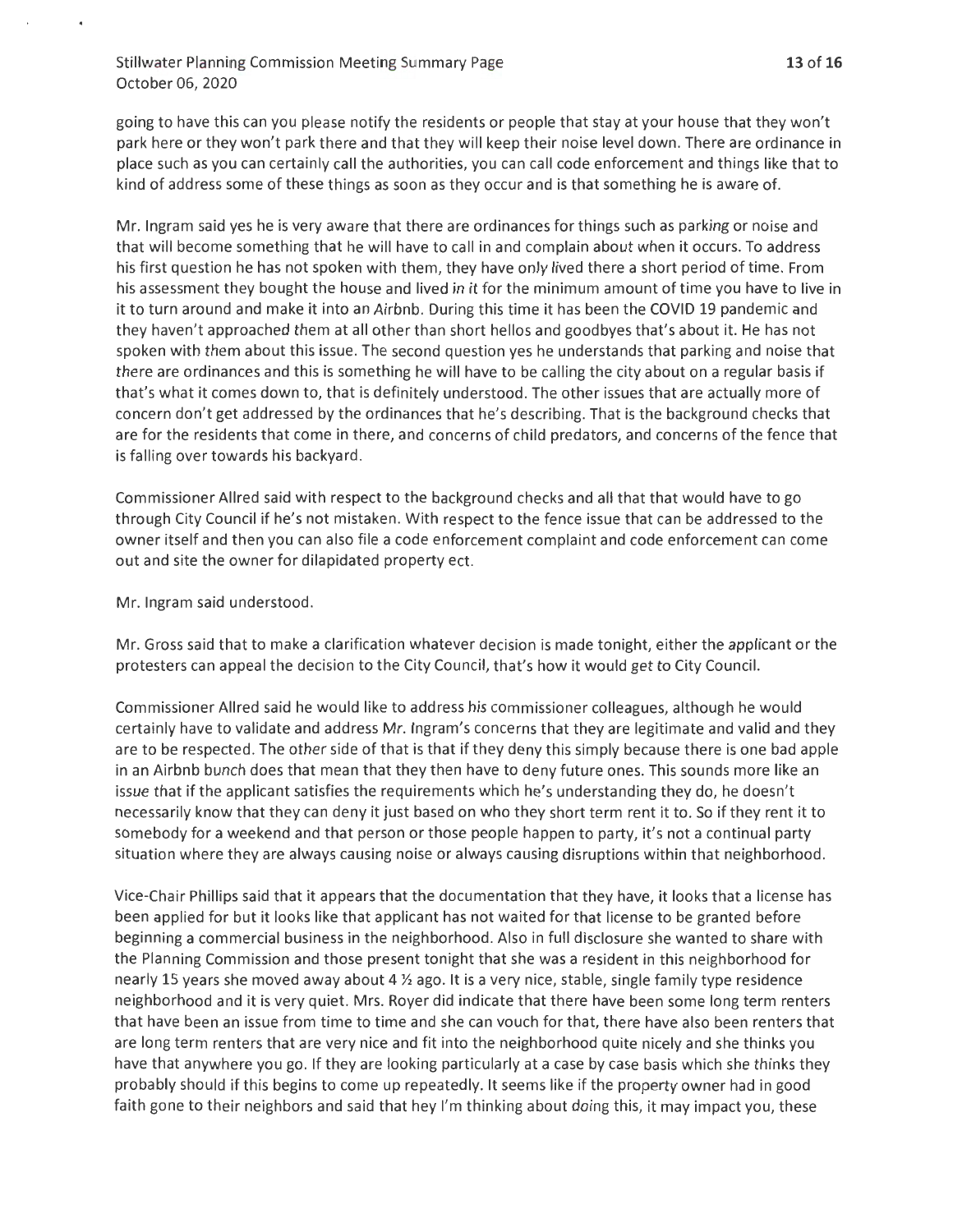going to have this can you please notify the residents or people that stay at your house that they won't park here or they won't park there and that they will keep their noise level down. There are ordinance in place such as you can certainly call the authorities, you can call code enforcement and things like that to kind of address some of these things as soon as they occur and is that something he is aware of.

Mr. Ingram said yes he is very aware that there are ordinances for things such as parking or noise and that will become something that he will have to call in and complain about when it occurs. To address his first question he has not spoken with them, they have only lived there a short period of time. From his assessment they bought the house and lived in it for the minimum amount of time you have to live in it to turn around and make it into an Airbnb. During this time it has been the COVID 19 pandemic and they haven't approached them at all other than short hellos and goodbyes that's about it. He has not spoken with them about this issue. The second question yes he understands that parking and noise that there are ordinances and this is something he will have to be calling the city about on a regular basis if that's what it comes down to, that is definitely understood. The other issues that are actually more of concern don't get addressed by the ordinances that he's describing. That is the background checks that are for the residents that come in there, and concerns of child predators, and concerns of the fence that is falling over towards his backyard.

Commissioner Allred said with respect to the background checks and all that that would have to go through City Council if he's not mistaken. With respect to the fence issue that can be addressed to the owner itself and then you can also file a code enforcement complaint and code enforcement can come out and site the owner for dilapidated property ect.

Mr. Ingram said understood.

Mr. Gross said that to make a clarification whatever decision is made tonight, either the applicant or the protesters can appeal the decision to the City Council, that's how it would get to City Council.

Commissioner Allred said he would like to address his commissioner colleagues, although he would certainly have to validate and address Mr. Ingram's concerns that they are legitimate and valid and they are to be respected. The other side of that is that if they deny this simply because there is one bad apple in an Airbnb bunch does that mean that they then have to deny future ones. This sounds more like an issue that if the applicant satisfies the requirements which he's understanding they do, he doesn't necessarily know that they can deny it just based on who they short term rent it to. So if they rent it to somebody for a weekend and that person or those people happen to party, it's not a continual party situation where they are always causing noise or always causing disruptions within that neighborhood.

Vice-Chair Phillips said that it appears that the documentation that they have, it looks that a license has been applied for but it looks like that applicant has not waited for that license to be granted before beginning a commercial business in the neighborhood. Also in full disclosure she wanted to share with the Planning Commission and those present tonight that she was a resident in this neighborhood for nearly 15 years she moved away about 4 ½ ago. It is a very nice, stable, single family type residence neighborhood and it is very quiet. Mrs. Royer did indicate that there have been some long term renters that have been an issue from time to time and she can vouch for that, there have also been renters that are long term renters that are very nice and fit into the neighborhood quite nicely and she thinks you have that anywhere you go. If they are looking particularly at a case by case basis which she thinks they probably should if this begins to come up repeatedly. It seems like if the property owner had in good faith gone to their neighbors and said that hey I'm thinking about doing this, it may impact you, these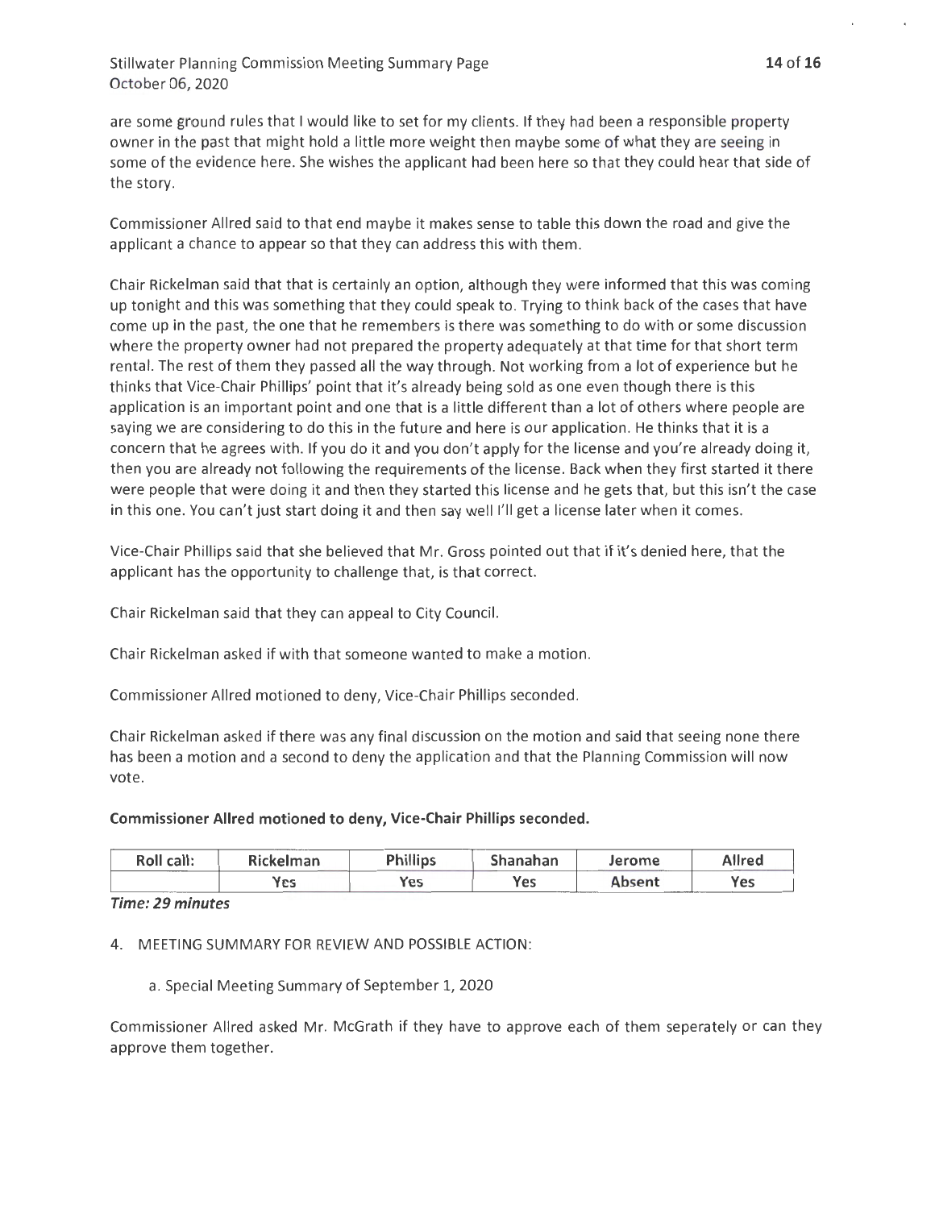are some ground rules that I would like to set for my clients. If they had been a responsible property owner in the past that might hold a little more weight then maybe some of what they are seeing in some of the evidence here. She wishes the applicant had been here so that they could hear that side of the story.

Commissioner Allred said to that end maybe it makes sense to table this down the road and give the applicant a chance to appear so that they can address this with them.

Chair Rickelman said that that is certainly an option, although they were informed that this was coming up tonight and this was something that they could speak to. Trying to think back of the cases that have come up in the past, the one that he remembers is there was something to do with or some discussion where the property owner had not prepared the property adequately at that time for that short term rental. The rest of them they passed all the way through. Not working from a lot of experience but he thinks that Vice-Chair Phillips' point that it's already being sold as one even though there is this application is an important point and one that is a little different than a lot of others where people are saying we are considering to do this in the future and here is our application. He thinks that it is a concern that he agrees with. If you do it and you don't apply for the license and you're already doing it, then you are already not following the requirements of the license. Back when they first started it there were people that were doing it and then they started this license and he gets that, but this isn't the case in this one. You can't just start doing it and then say well I'll get a license later when it comes.

Vice-Chair Phillips said that she believed that Mr. Gross pointed out that if it's denied here, that the applicant has the opportunity to challenge that, is that correct.

Chair Rickelman said that they can appeal to City Council.

Chair Rickelman asked if with that someone wanted to make a motion.

Commissioner Allred motioned to deny, Vice-Chair Phillips seconded.

Chair Rickelman asked if there was any final discussion on the motion and said that seeing none there has been a motion and a second to deny the application and that the Planning Commission will now vote.

**Commissioner Allred motioned to deny, Vice-Chair Phillips seconded.**

| Roll call: | Rickelman | Phillips | Shanahan | Jerome | Allred |
|---|---|---|---|---|---|
| | Yes | Yes | Yes | Absent | Yes |

***Time: 29 minutes***

4. MEETING SUMMARY FOR REVIEW AND POSSIBLE ACTION:

   a. Special Meeting Summary of September 1, 2020

Commissioner Allred asked Mr. McGrath if they have to approve each of them seperately or can they approve them together.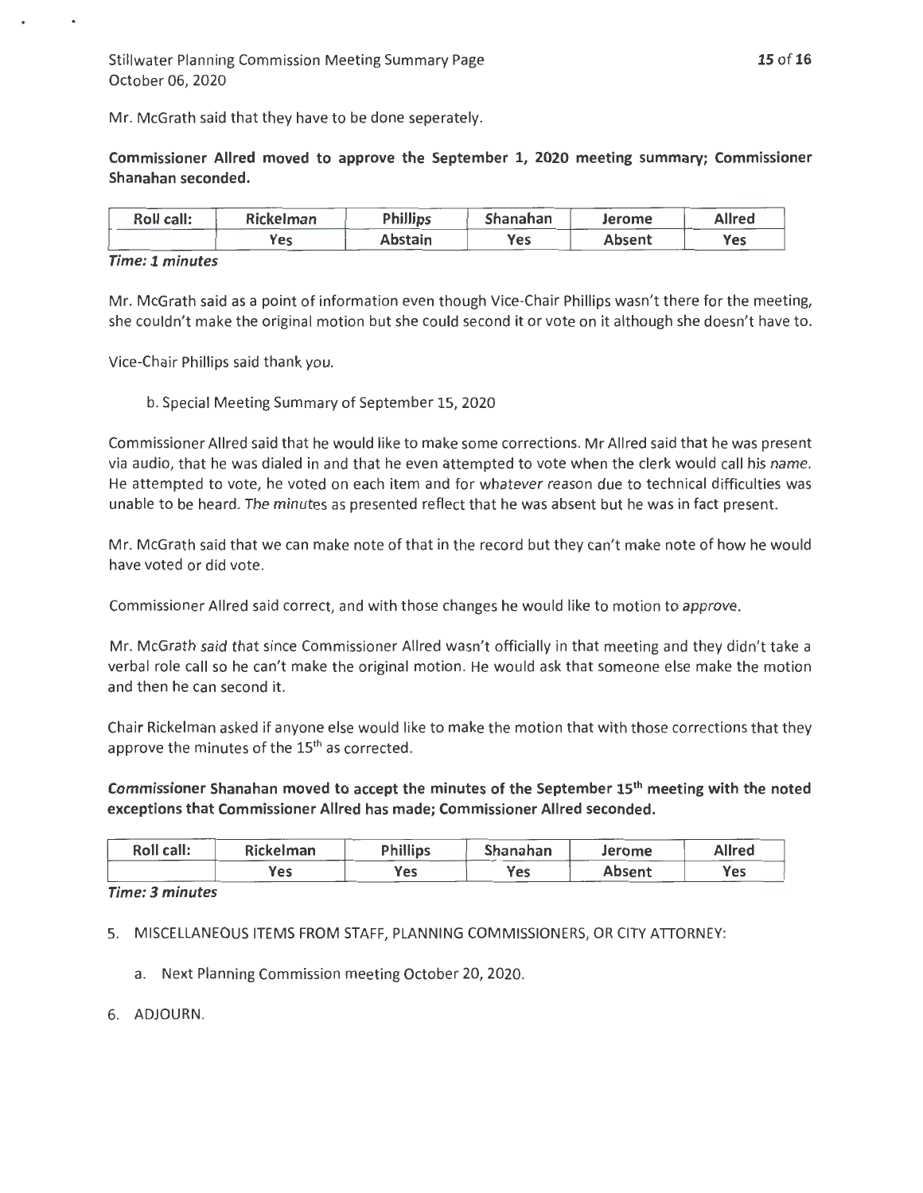Mr. McGrath said that they have to be done seperately.

**Commissioner Allred moved to approve the September 1, 2020 meeting summary; Commissioner Shanahan seconded.**

| Roll call: | Rickelman | Phillips | Shanahan | Jerome | Allred |
|---|---|---|---|---|---|
| | Yes | Abstain | Yes | Absent | Yes |

***Time: 1 minutes***

Mr. McGrath said as a point of information even though Vice-Chair Phillips wasn't there for the meeting, she couldn't make the original motion but she could second it or vote on it although she doesn't have to.

Vice-Chair Phillips said thank you.

b. Special Meeting Summary of September 15, 2020

Commissioner Allred said that he would like to make some corrections. Mr Allred said that he was present via audio, that he was dialed in and that he even attempted to vote when the clerk would call his name. He attempted to vote, he voted on each item and for whatever reason due to technical difficulties was unable to be heard. The minutes as presented reflect that he was absent but he was in fact present.

Mr. McGrath said that we can make note of that in the record but they can't make note of how he would have voted or did vote.

Commissioner Allred said correct, and with those changes he would like to motion to approve.

Mr. McGrath said that since Commissioner Allred wasn't officially in that meeting and they didn't take a verbal role call so he can't make the original motion. He would ask that someone else make the motion and then he can second it.

Chair Rickelman asked if anyone else would like to make the motion that with those corrections that they approve the minutes of the 15th as corrected.

**Commissioner Shanahan moved to accept the minutes of the September 15th meeting with the noted exceptions that Commissioner Allred has made; Commissioner Allred seconded.**

| Roll call: | Rickelman | Phillips | Shanahan | Jerome | Allred |
|---|---|---|---|---|---|
| | Yes | Yes | Yes | Absent | Yes |

***Time: 3 minutes***

5. MISCELLANEOUS ITEMS FROM STAFF, PLANNING COMMISSIONERS, OR CITY ATTORNEY:

   a. Next Planning Commission meeting October 20, 2020.

6. ADJOURN.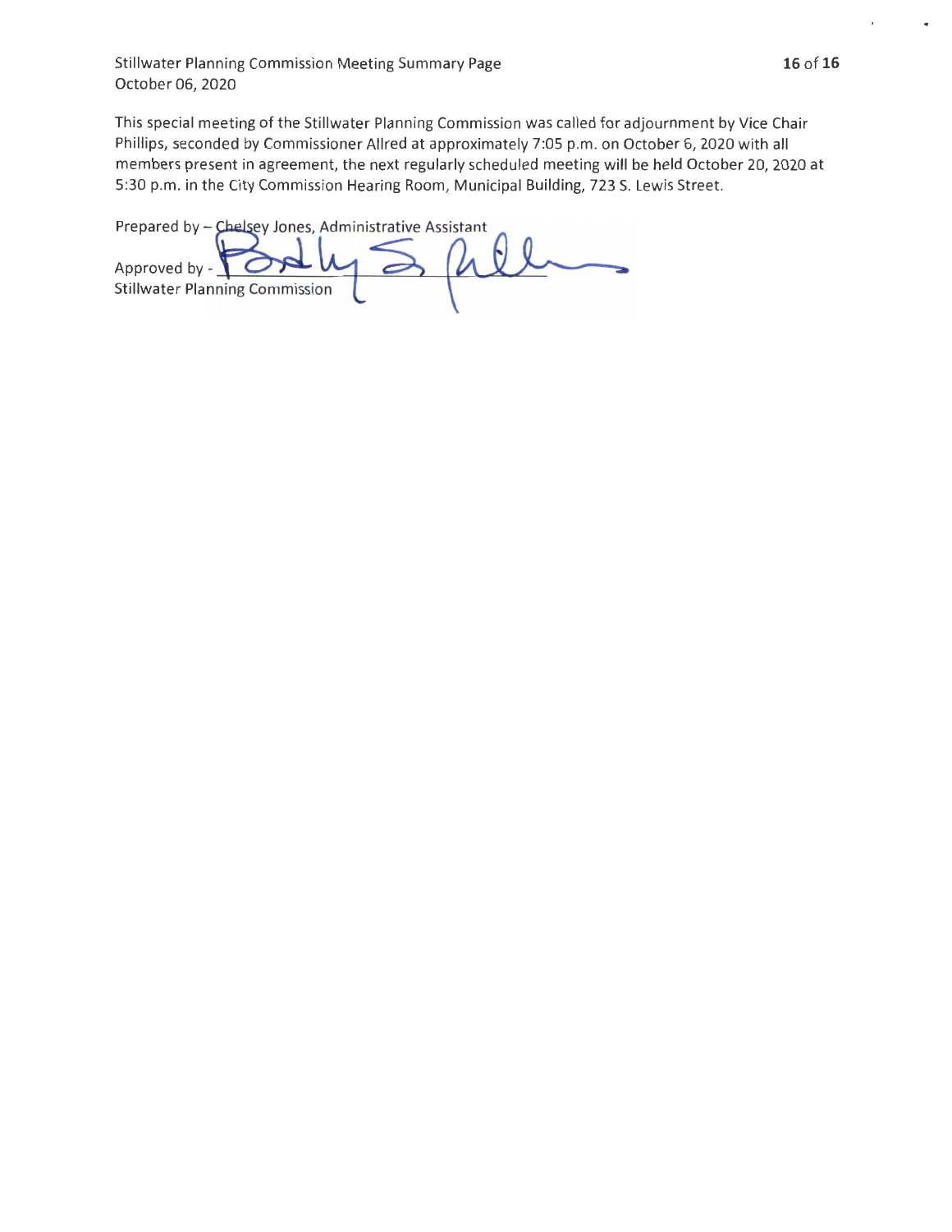This special meeting of the Stillwater Planning Commission was called for adjournment by Vice Chair Phillips, seconded by Commissioner Allred at approximately 7:05 p.m. on October 6, 2020 with all members present in agreement, the next regularly scheduled meeting will be held October 20, 2020 at 5:30 p.m. in the City Commission Hearing Room, Municipal Building, 723 S. Lewis Street.

Prepared by – Chelsey Jones, Administrative Assistant

Approved by - ______________________________

Stillwater Planning Commission